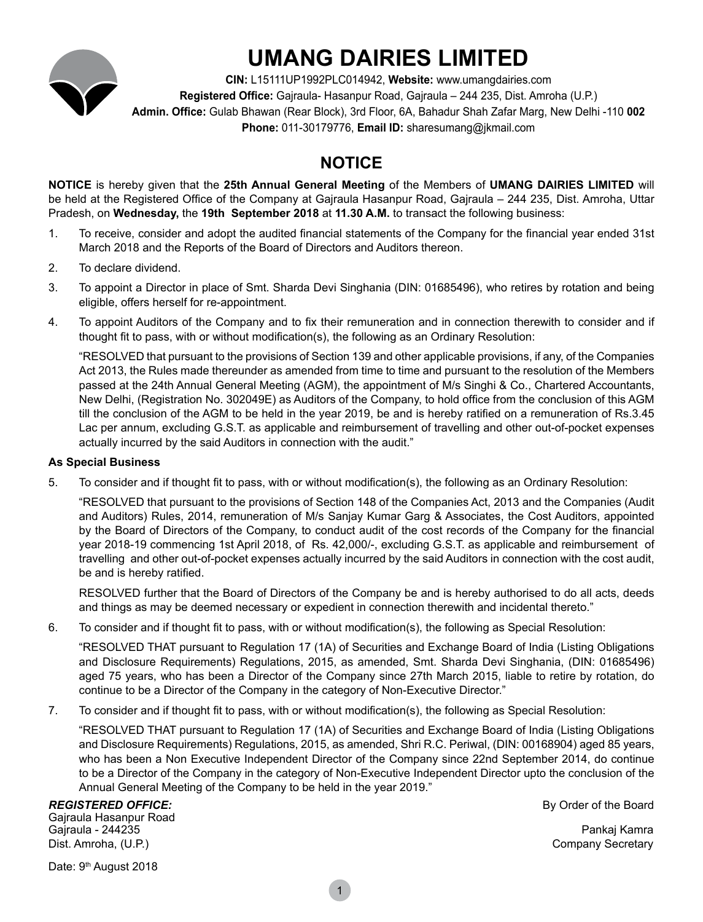# UMANG DAIRIES LIMITED

**CIN:** L15111UP1992PLC014942, **Website:** www.umangdairies.com
**Registered Office:** Gajraula- Hasanpur Road, Gajraula – 244 235, Dist. Amroha (U.P.)
**Admin. Office:** Gulab Bhawan (Rear Block), 3rd Floor, 6A, Bahadur Shah Zafar Marg, New Delhi -110 **002**
**Phone:** 011-30179776, **Email ID:** sharesumang@jkmail.com

## NOTICE

**NOTICE** is hereby given that the **25th Annual General Meeting** of the Members of **UMANG DAIRIES LIMITED** will be held at the Registered Office of the Company at Gajraula Hasanpur Road, Gajraula – 244 235, Dist. Amroha, Uttar Pradesh, on **Wednesday,** the **19th September 2018** at **11.30 A.M.** to transact the following business:

1. To receive, consider and adopt the audited financial statements of the Company for the financial year ended 31st March 2018 and the Reports of the Board of Directors and Auditors thereon.

2. To declare dividend.

3. To appoint a Director in place of Smt. Sharda Devi Singhania (DIN: 01685496), who retires by rotation and being eligible, offers herself for re-appointment.

4. To appoint Auditors of the Company and to fix their remuneration and in connection therewith to consider and if thought fit to pass, with or without modification(s), the following as an Ordinary Resolution:

   "RESOLVED that pursuant to the provisions of Section 139 and other applicable provisions, if any, of the Companies Act 2013, the Rules made thereunder as amended from time to time and pursuant to the resolution of the Members passed at the 24th Annual General Meeting (AGM), the appointment of M/s Singhi & Co., Chartered Accountants, New Delhi, (Registration No. 302049E) as Auditors of the Company, to hold office from the conclusion of this AGM till the conclusion of the AGM to be held in the year 2019, be and is hereby ratified on a remuneration of Rs.3.45 Lac per annum, excluding G.S.T. as applicable and reimbursement of travelling and other out-of-pocket expenses actually incurred by the said Auditors in connection with the audit."

**As Special Business**

5. To consider and if thought fit to pass, with or without modification(s), the following as an Ordinary Resolution:

   "RESOLVED that pursuant to the provisions of Section 148 of the Companies Act, 2013 and the Companies (Audit and Auditors) Rules, 2014, remuneration of M/s Sanjay Kumar Garg & Associates, the Cost Auditors, appointed by the Board of Directors of the Company, to conduct audit of the cost records of the Company for the financial year 2018-19 commencing 1st April 2018, of Rs. 42,000/-, excluding G.S.T. as applicable and reimbursement of travelling and other out-of-pocket expenses actually incurred by the said Auditors in connection with the cost audit, be and is hereby ratified.

   RESOLVED further that the Board of Directors of the Company be and is hereby authorised to do all acts, deeds and things as may be deemed necessary or expedient in connection therewith and incidental thereto."

6. To consider and if thought fit to pass, with or without modification(s), the following as Special Resolution:

   "RESOLVED THAT pursuant to Regulation 17 (1A) of Securities and Exchange Board of India (Listing Obligations and Disclosure Requirements) Regulations, 2015, as amended, Smt. Sharda Devi Singhania, (DIN: 01685496) aged 75 years, who has been a Director of the Company since 27th March 2015, liable to retire by rotation, do continue to be a Director of the Company in the category of Non-Executive Director."

7. To consider and if thought fit to pass, with or without modification(s), the following as Special Resolution:

   "RESOLVED THAT pursuant to Regulation 17 (1A) of Securities and Exchange Board of India (Listing Obligations and Disclosure Requirements) Regulations, 2015, as amended, Shri R.C. Periwal, (DIN: 00168904) aged 85 years, who has been a Non Executive Independent Director of the Company since 22nd September 2014, do continue to be a Director of the Company in the category of Non-Executive Independent Director upto the conclusion of the Annual General Meeting of the Company to be held in the year 2019."

***REGISTERED OFFICE:***
Gajraula Hasanpur Road
Gajraula - 244235
Dist. Amroha, (U.P.)

Date: 9th August 2018

By Order of the Board

Pankaj Kamra
Company Secretary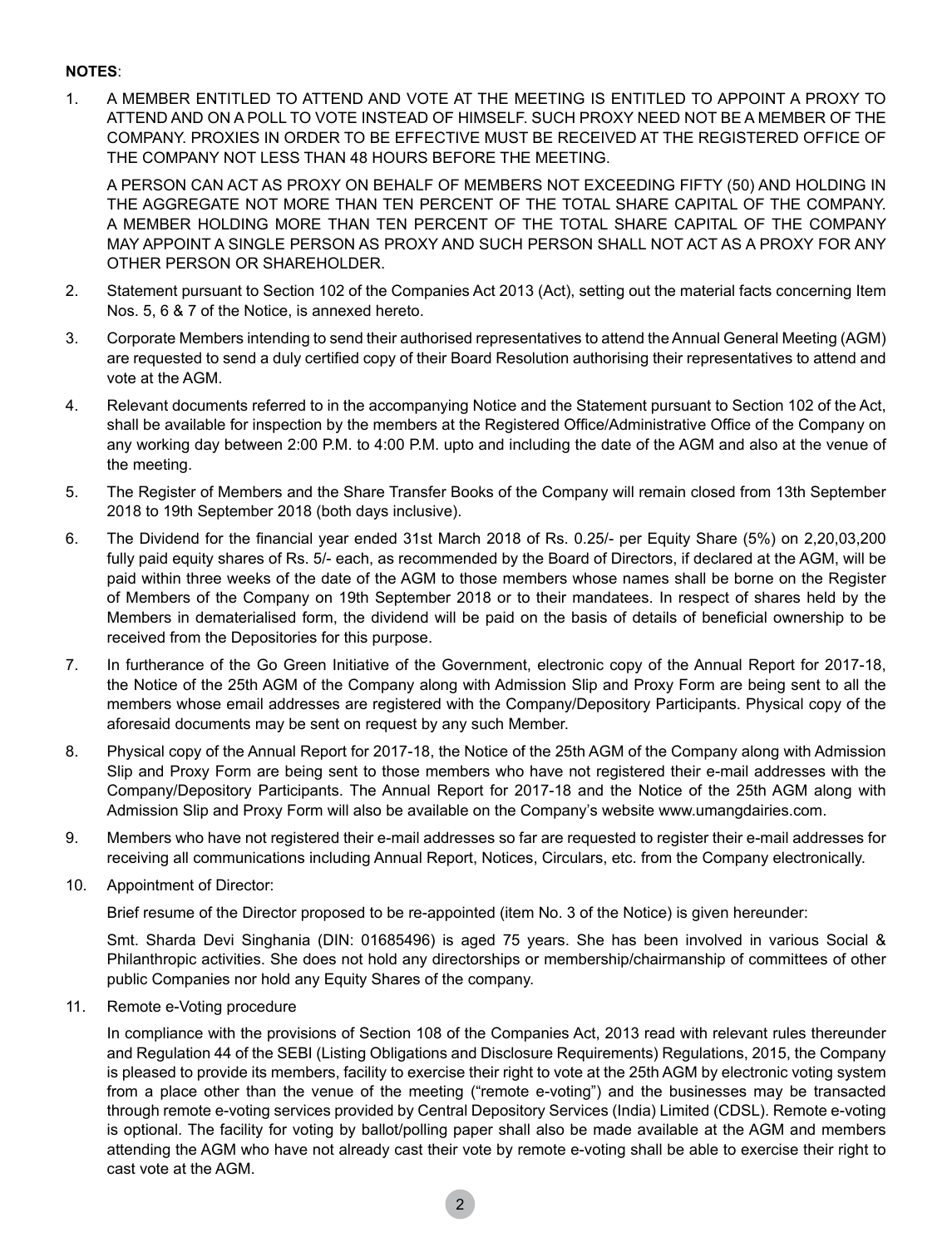**NOTES**:

1. A MEMBER ENTITLED TO ATTEND AND VOTE AT THE MEETING IS ENTITLED TO APPOINT A PROXY TO ATTEND AND ON A POLL TO VOTE INSTEAD OF HIMSELF. SUCH PROXY NEED NOT BE A MEMBER OF THE COMPANY. PROXIES IN ORDER TO BE EFFECTIVE MUST BE RECEIVED AT THE REGISTERED OFFICE OF THE COMPANY NOT LESS THAN 48 HOURS BEFORE THE MEETING.

   A PERSON CAN ACT AS PROXY ON BEHALF OF MEMBERS NOT EXCEEDING FIFTY (50) AND HOLDING IN THE AGGREGATE NOT MORE THAN TEN PERCENT OF THE TOTAL SHARE CAPITAL OF THE COMPANY. A MEMBER HOLDING MORE THAN TEN PERCENT OF THE TOTAL SHARE CAPITAL OF THE COMPANY MAY APPOINT A SINGLE PERSON AS PROXY AND SUCH PERSON SHALL NOT ACT AS A PROXY FOR ANY OTHER PERSON OR SHAREHOLDER.

2. Statement pursuant to Section 102 of the Companies Act 2013 (Act), setting out the material facts concerning Item Nos. 5, 6 & 7 of the Notice, is annexed hereto.

3. Corporate Members intending to send their authorised representatives to attend the Annual General Meeting (AGM) are requested to send a duly certified copy of their Board Resolution authorising their representatives to attend and vote at the AGM.

4. Relevant documents referred to in the accompanying Notice and the Statement pursuant to Section 102 of the Act, shall be available for inspection by the members at the Registered Office/Administrative Office of the Company on any working day between 2:00 P.M. to 4:00 P.M. upto and including the date of the AGM and also at the venue of the meeting.

5. The Register of Members and the Share Transfer Books of the Company will remain closed from 13th September 2018 to 19th September 2018 (both days inclusive).

6. The Dividend for the financial year ended 31st March 2018 of Rs. 0.25/- per Equity Share (5%) on 2,20,03,200 fully paid equity shares of Rs. 5/- each, as recommended by the Board of Directors, if declared at the AGM, will be paid within three weeks of the date of the AGM to those members whose names shall be borne on the Register of Members of the Company on 19th September 2018 or to their mandatees. In respect of shares held by the Members in dematerialised form, the dividend will be paid on the basis of details of beneficial ownership to be received from the Depositories for this purpose.

7. In furtherance of the Go Green Initiative of the Government, electronic copy of the Annual Report for 2017-18, the Notice of the 25th AGM of the Company along with Admission Slip and Proxy Form are being sent to all the members whose email addresses are registered with the Company/Depository Participants. Physical copy of the aforesaid documents may be sent on request by any such Member.

8. Physical copy of the Annual Report for 2017-18, the Notice of the 25th AGM of the Company along with Admission Slip and Proxy Form are being sent to those members who have not registered their e-mail addresses with the Company/Depository Participants. The Annual Report for 2017-18 and the Notice of the 25th AGM along with Admission Slip and Proxy Form will also be available on the Company's website www.umangdairies.com.

9. Members who have not registered their e-mail addresses so far are requested to register their e-mail addresses for receiving all communications including Annual Report, Notices, Circulars, etc. from the Company electronically.

10. Appointment of Director:

    Brief resume of the Director proposed to be re-appointed (item No. 3 of the Notice) is given hereunder:

    Smt. Sharda Devi Singhania (DIN: 01685496) is aged 75 years. She has been involved in various Social & Philanthropic activities. She does not hold any directorships or membership/chairmanship of committees of other public Companies nor hold any Equity Shares of the company.

11. Remote e-Voting procedure

    In compliance with the provisions of Section 108 of the Companies Act, 2013 read with relevant rules thereunder and Regulation 44 of the SEBI (Listing Obligations and Disclosure Requirements) Regulations, 2015, the Company is pleased to provide its members, facility to exercise their right to vote at the 25th AGM by electronic voting system from a place other than the venue of the meeting ("remote e-voting") and the businesses may be transacted through remote e-voting services provided by Central Depository Services (India) Limited (CDSL). Remote e-voting is optional. The facility for voting by ballot/polling paper shall also be made available at the AGM and members attending the AGM who have not already cast their vote by remote e-voting shall be able to exercise their right to cast vote at the AGM.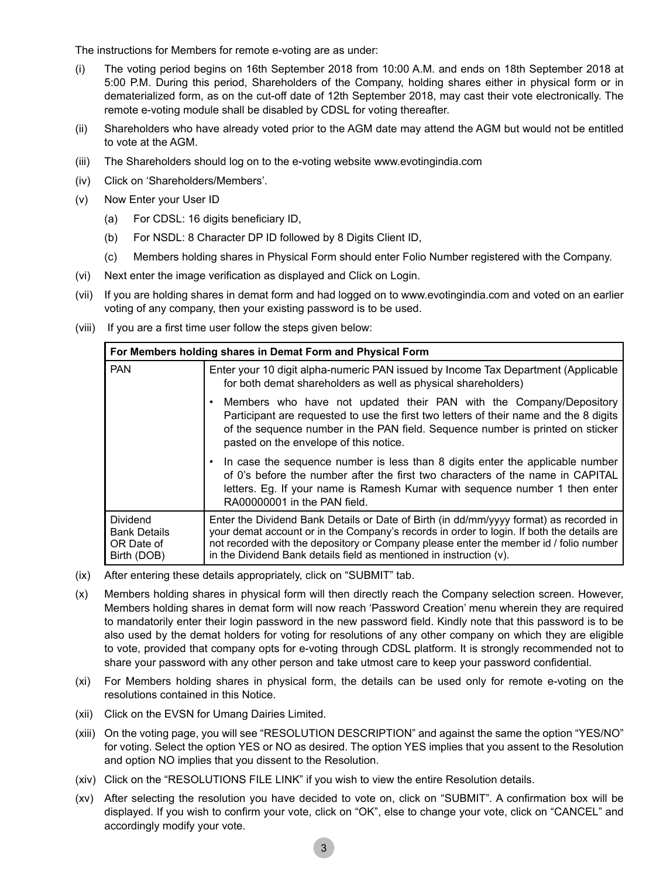The instructions for Members for remote e-voting are as under:

(i) The voting period begins on 16th September 2018 from 10:00 A.M. and ends on 18th September 2018 at 5:00 P.M. During this period, Shareholders of the Company, holding shares either in physical form or in dematerialized form, as on the cut-off date of 12th September 2018, may cast their vote electronically. The remote e-voting module shall be disabled by CDSL for voting thereafter.

(ii) Shareholders who have already voted prior to the AGM date may attend the AGM but would not be entitled to vote at the AGM.

(iii) The Shareholders should log on to the e-voting website www.evotingindia.com

(iv) Click on 'Shareholders/Members'.

(v) Now Enter your User ID

  (a) For CDSL: 16 digits beneficiary ID,

  (b) For NSDL: 8 Character DP ID followed by 8 Digits Client ID,

  (c) Members holding shares in Physical Form should enter Folio Number registered with the Company.

(vi) Next enter the image verification as displayed and Click on Login.

(vii) If you are holding shares in demat form and had logged on to www.evotingindia.com and voted on an earlier voting of any company, then your existing password is to be used.

(viii) If you are a first time user follow the steps given below:

| For Members holding shares in Demat Form and Physical Form | |
|---|---|
| PAN | Enter your 10 digit alpha-numeric PAN issued by Income Tax Department (Applicable for both demat shareholders as well as physical shareholders)<br>• Members who have not updated their PAN with the Company/Depository Participant are requested to use the first two letters of their name and the 8 digits of the sequence number in the PAN field. Sequence number is printed on sticker pasted on the envelope of this notice.<br>• In case the sequence number is less than 8 digits enter the applicable number of 0's before the number after the first two characters of the name in CAPITAL letters. Eg. If your name is Ramesh Kumar with sequence number 1 then enter RA00000001 in the PAN field. |
| Dividend Bank Details OR Date of Birth (DOB) | Enter the Dividend Bank Details or Date of Birth (in dd/mm/yyyy format) as recorded in your demat account or in the Company's records in order to login. If both the details are not recorded with the depository or Company please enter the member id / folio number in the Dividend Bank details field as mentioned in instruction (v). |

(ix) After entering these details appropriately, click on "SUBMIT" tab.

(x) Members holding shares in physical form will then directly reach the Company selection screen. However, Members holding shares in demat form will now reach 'Password Creation' menu wherein they are required to mandatorily enter their login password in the new password field. Kindly note that this password is to be also used by the demat holders for voting for resolutions of any other company on which they are eligible to vote, provided that company opts for e-voting through CDSL platform. It is strongly recommended not to share your password with any other person and take utmost care to keep your password confidential.

(xi) For Members holding shares in physical form, the details can be used only for remote e-voting on the resolutions contained in this Notice.

(xii) Click on the EVSN for Umang Dairies Limited.

(xiii) On the voting page, you will see "RESOLUTION DESCRIPTION" and against the same the option "YES/NO" for voting. Select the option YES or NO as desired. The option YES implies that you assent to the Resolution and option NO implies that you dissent to the Resolution.

(xiv) Click on the "RESOLUTIONS FILE LINK" if you wish to view the entire Resolution details.

(xv) After selecting the resolution you have decided to vote on, click on "SUBMIT". A confirmation box will be displayed. If you wish to confirm your vote, click on "OK", else to change your vote, click on "CANCEL" and accordingly modify your vote.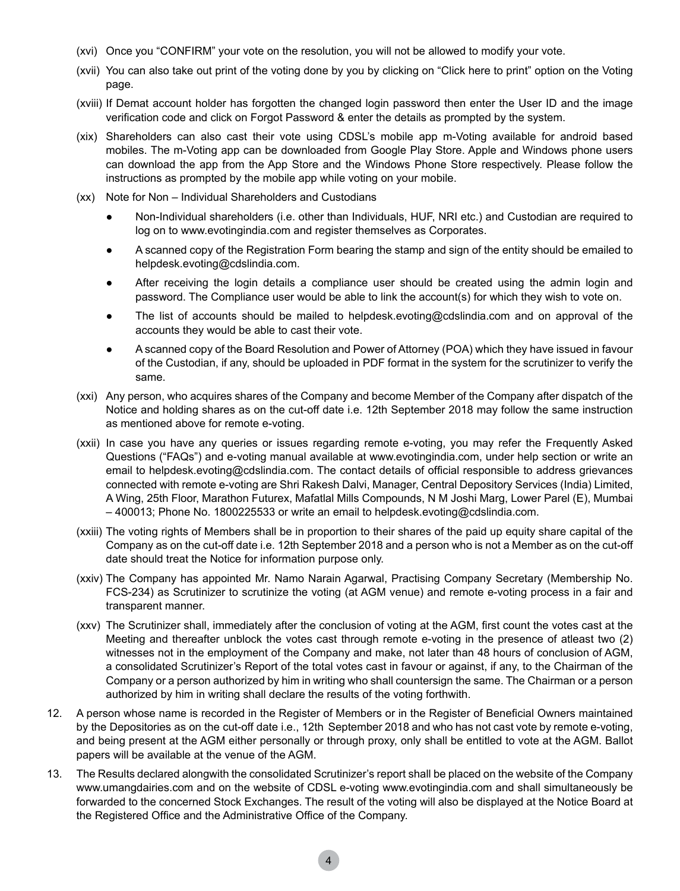(xvi) Once you "CONFIRM" your vote on the resolution, you will not be allowed to modify your vote.

(xvii) You can also take out print of the voting done by you by clicking on "Click here to print" option on the Voting page.

(xviii) If Demat account holder has forgotten the changed login password then enter the User ID and the image verification code and click on Forgot Password & enter the details as prompted by the system.

(xix) Shareholders can also cast their vote using CDSL's mobile app m-Voting available for android based mobiles. The m-Voting app can be downloaded from Google Play Store. Apple and Windows phone users can download the app from the App Store and the Windows Phone Store respectively. Please follow the instructions as prompted by the mobile app while voting on your mobile.

(xx) Note for Non – Individual Shareholders and Custodians

- Non-Individual shareholders (i.e. other than Individuals, HUF, NRI etc.) and Custodian are required to log on to www.evotingindia.com and register themselves as Corporates.
- A scanned copy of the Registration Form bearing the stamp and sign of the entity should be emailed to helpdesk.evoting@cdslindia.com.
- After receiving the login details a compliance user should be created using the admin login and password. The Compliance user would be able to link the account(s) for which they wish to vote on.
- The list of accounts should be mailed to helpdesk.evoting@cdslindia.com and on approval of the accounts they would be able to cast their vote.
- A scanned copy of the Board Resolution and Power of Attorney (POA) which they have issued in favour of the Custodian, if any, should be uploaded in PDF format in the system for the scrutinizer to verify the same.

(xxi) Any person, who acquires shares of the Company and become Member of the Company after dispatch of the Notice and holding shares as on the cut-off date i.e. 12th September 2018 may follow the same instruction as mentioned above for remote e-voting.

(xxii) In case you have any queries or issues regarding remote e-voting, you may refer the Frequently Asked Questions ("FAQs") and e-voting manual available at www.evotingindia.com, under help section or write an email to helpdesk.evoting@cdslindia.com. The contact details of official responsible to address grievances connected with remote e-voting are Shri Rakesh Dalvi, Manager, Central Depository Services (India) Limited, A Wing, 25th Floor, Marathon Futurex, Mafatlal Mills Compounds, N M Joshi Marg, Lower Parel (E), Mumbai – 400013; Phone No. 1800225533 or write an email to helpdesk.evoting@cdslindia.com.

(xxiii) The voting rights of Members shall be in proportion to their shares of the paid up equity share capital of the Company as on the cut-off date i.e. 12th September 2018 and a person who is not a Member as on the cut-off date should treat the Notice for information purpose only.

(xxiv) The Company has appointed Mr. Namo Narain Agarwal, Practising Company Secretary (Membership No. FCS-234) as Scrutinizer to scrutinize the voting (at AGM venue) and remote e-voting process in a fair and transparent manner.

(xxv) The Scrutinizer shall, immediately after the conclusion of voting at the AGM, first count the votes cast at the Meeting and thereafter unblock the votes cast through remote e-voting in the presence of atleast two (2) witnesses not in the employment of the Company and make, not later than 48 hours of conclusion of AGM, a consolidated Scrutinizer's Report of the total votes cast in favour or against, if any, to the Chairman of the Company or a person authorized by him in writing who shall countersign the same. The Chairman or a person authorized by him in writing shall declare the results of the voting forthwith.

12. A person whose name is recorded in the Register of Members or in the Register of Beneficial Owners maintained by the Depositories as on the cut-off date i.e., 12th September 2018 and who has not cast vote by remote e-voting, and being present at the AGM either personally or through proxy, only shall be entitled to vote at the AGM. Ballot papers will be available at the venue of the AGM.

13. The Results declared alongwith the consolidated Scrutinizer's report shall be placed on the website of the Company www.umangdairies.com and on the website of CDSL e-voting www.evotingindia.com and shall simultaneously be forwarded to the concerned Stock Exchanges. The result of the voting will also be displayed at the Notice Board at the Registered Office and the Administrative Office of the Company.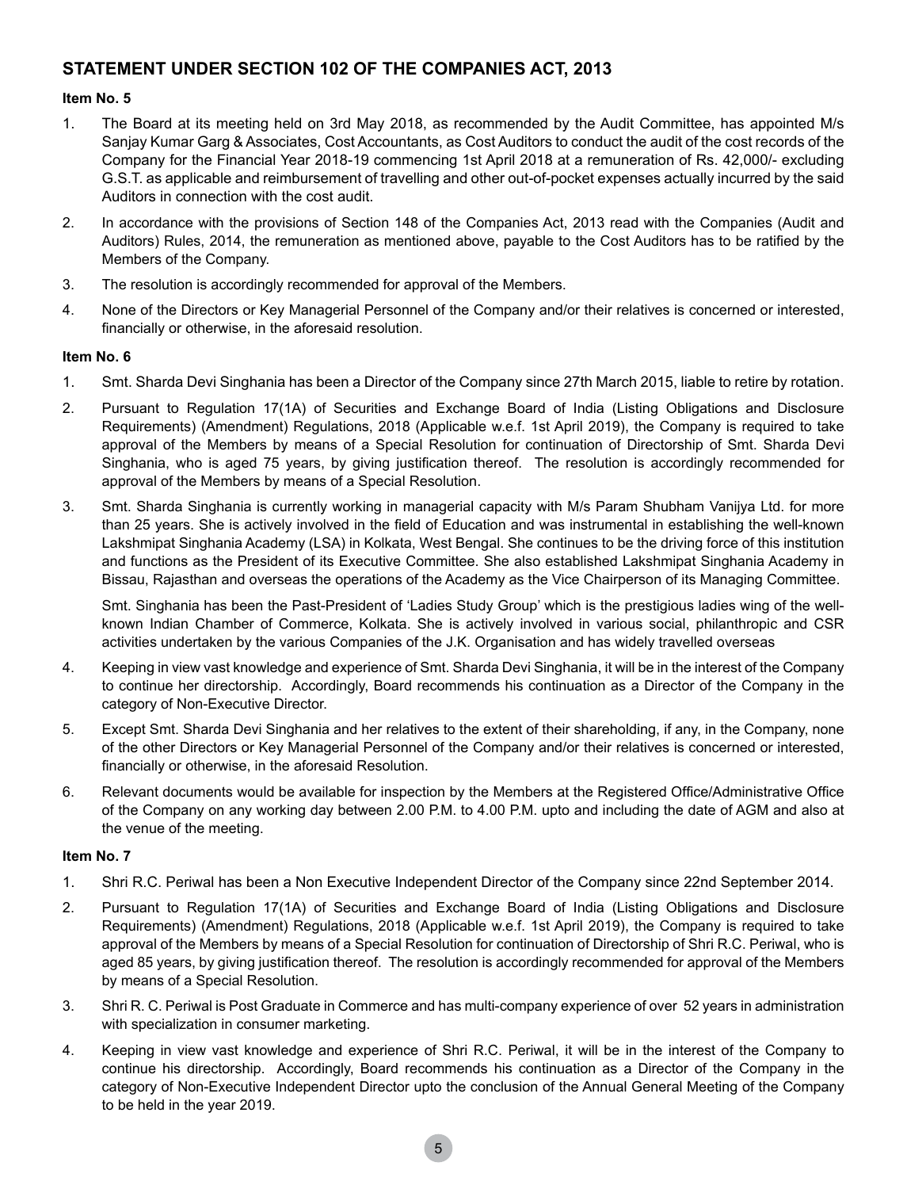## STATEMENT UNDER SECTION 102 OF THE COMPANIES ACT, 2013

**Item No. 5**

1. The Board at its meeting held on 3rd May 2018, as recommended by the Audit Committee, has appointed M/s Sanjay Kumar Garg & Associates, Cost Accountants, as Cost Auditors to conduct the audit of the cost records of the Company for the Financial Year 2018-19 commencing 1st April 2018 at a remuneration of Rs. 42,000/- excluding G.S.T. as applicable and reimbursement of travelling and other out-of-pocket expenses actually incurred by the said Auditors in connection with the cost audit.
2. In accordance with the provisions of Section 148 of the Companies Act, 2013 read with the Companies (Audit and Auditors) Rules, 2014, the remuneration as mentioned above, payable to the Cost Auditors has to be ratified by the Members of the Company.
3. The resolution is accordingly recommended for approval of the Members.
4. None of the Directors or Key Managerial Personnel of the Company and/or their relatives is concerned or interested, financially or otherwise, in the aforesaid resolution.

**Item No. 6**

1. Smt. Sharda Devi Singhania has been a Director of the Company since 27th March 2015, liable to retire by rotation.
2. Pursuant to Regulation 17(1A) of Securities and Exchange Board of India (Listing Obligations and Disclosure Requirements) (Amendment) Regulations, 2018 (Applicable w.e.f. 1st April 2019), the Company is required to take approval of the Members by means of a Special Resolution for continuation of Directorship of Smt. Sharda Devi Singhania, who is aged 75 years, by giving justification thereof. The resolution is accordingly recommended for approval of the Members by means of a Special Resolution.
3. Smt. Sharda Singhania is currently working in managerial capacity with M/s Param Shubham Vanijya Ltd. for more than 25 years. She is actively involved in the field of Education and was instrumental in establishing the well-known Lakshmipat Singhania Academy (LSA) in Kolkata, West Bengal. She continues to be the driving force of this institution and functions as the President of its Executive Committee. She also established Lakshmipat Singhania Academy in Bissau, Rajasthan and overseas the operations of the Academy as the Vice Chairperson of its Managing Committee.

   Smt. Singhania has been the Past-President of 'Ladies Study Group' which is the prestigious ladies wing of the well-known Indian Chamber of Commerce, Kolkata. She is actively involved in various social, philanthropic and CSR activities undertaken by the various Companies of the J.K. Organisation and has widely travelled overseas
4. Keeping in view vast knowledge and experience of Smt. Sharda Devi Singhania, it will be in the interest of the Company to continue her directorship. Accordingly, Board recommends his continuation as a Director of the Company in the category of Non-Executive Director.
5. Except Smt. Sharda Devi Singhania and her relatives to the extent of their shareholding, if any, in the Company, none of the other Directors or Key Managerial Personnel of the Company and/or their relatives is concerned or interested, financially or otherwise, in the aforesaid Resolution.
6. Relevant documents would be available for inspection by the Members at the Registered Office/Administrative Office of the Company on any working day between 2.00 P.M. to 4.00 P.M. upto and including the date of AGM and also at the venue of the meeting.

**Item No. 7**

1. Shri R.C. Periwal has been a Non Executive Independent Director of the Company since 22nd September 2014.
2. Pursuant to Regulation 17(1A) of Securities and Exchange Board of India (Listing Obligations and Disclosure Requirements) (Amendment) Regulations, 2018 (Applicable w.e.f. 1st April 2019), the Company is required to take approval of the Members by means of a Special Resolution for continuation of Directorship of Shri R.C. Periwal, who is aged 85 years, by giving justification thereof. The resolution is accordingly recommended for approval of the Members by means of a Special Resolution.
3. Shri R. C. Periwal is Post Graduate in Commerce and has multi-company experience of over 52 years in administration with specialization in consumer marketing.
4. Keeping in view vast knowledge and experience of Shri R.C. Periwal, it will be in the interest of the Company to continue his directorship. Accordingly, Board recommends his continuation as a Director of the Company in the category of Non-Executive Independent Director upto the conclusion of the Annual General Meeting of the Company to be held in the year 2019.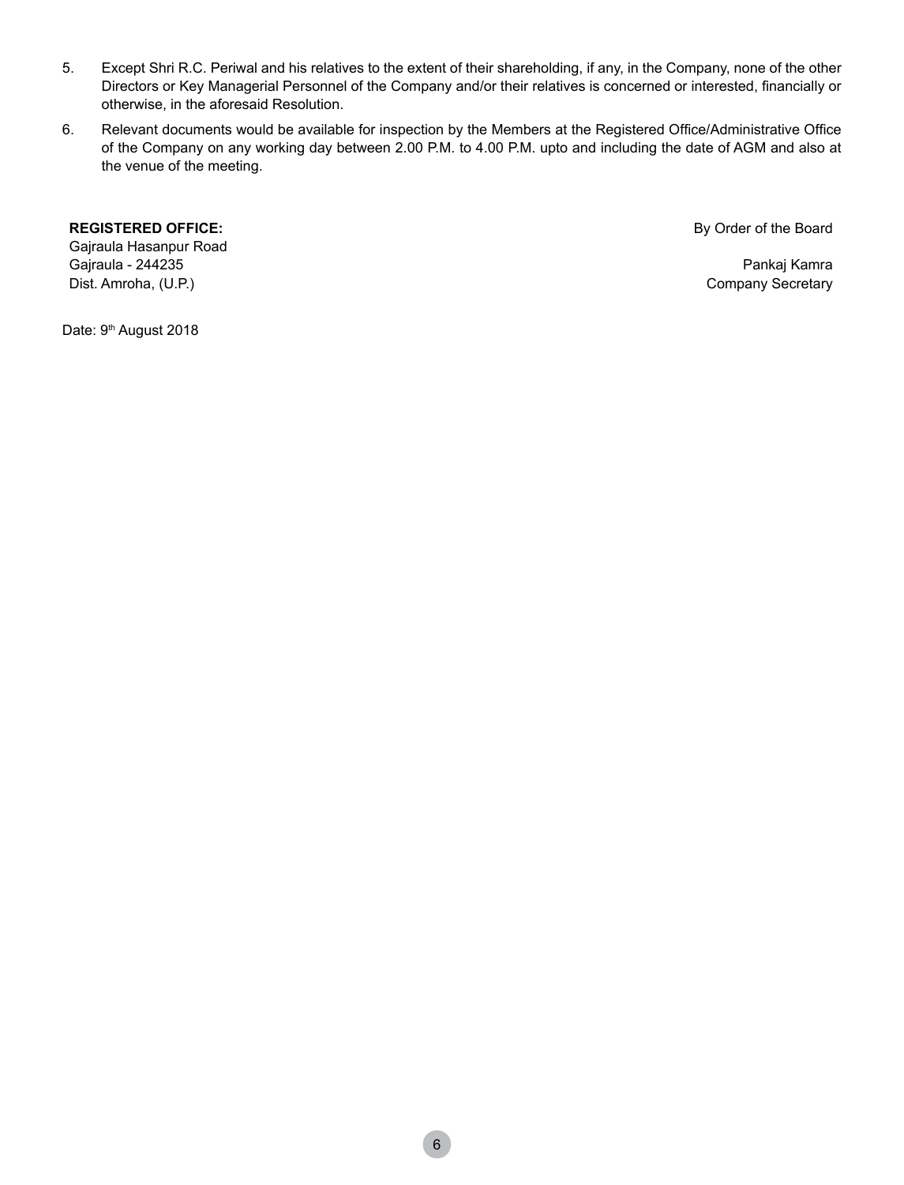5. Except Shri R.C. Periwal and his relatives to the extent of their shareholding, if any, in the Company, none of the other Directors or Key Managerial Personnel of the Company and/or their relatives is concerned or interested, financially or otherwise, in the aforesaid Resolution.

6. Relevant documents would be available for inspection by the Members at the Registered Office/Administrative Office of the Company on any working day between 2.00 P.M. to 4.00 P.M. upto and including the date of AGM and also at the venue of the meeting.

**REGISTERED OFFICE:**
Gajraula Hasanpur Road
Gajraula - 244235
Dist. Amroha, (U.P.)

By Order of the Board

Pankaj Kamra
Company Secretary

Date: 9th August 2018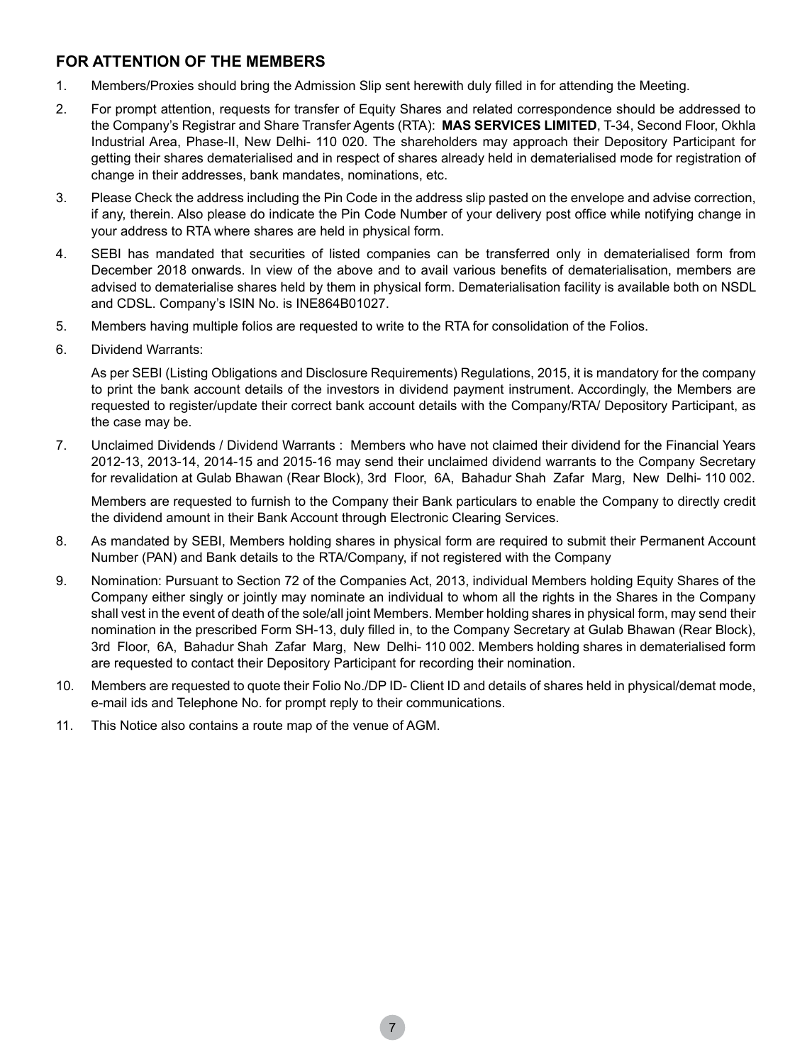## FOR ATTENTION OF THE MEMBERS

1. Members/Proxies should bring the Admission Slip sent herewith duly filled in for attending the Meeting.

2. For prompt attention, requests for transfer of Equity Shares and related correspondence should be addressed to the Company's Registrar and Share Transfer Agents (RTA): **MAS SERVICES LIMITED**, T-34, Second Floor, Okhla Industrial Area, Phase-II, New Delhi- 110 020. The shareholders may approach their Depository Participant for getting their shares dematerialised and in respect of shares already held in dematerialised mode for registration of change in their addresses, bank mandates, nominations, etc.

3. Please Check the address including the Pin Code in the address slip pasted on the envelope and advise correction, if any, therein. Also please do indicate the Pin Code Number of your delivery post office while notifying change in your address to RTA where shares are held in physical form.

4. SEBI has mandated that securities of listed companies can be transferred only in dematerialised form from December 2018 onwards. In view of the above and to avail various benefits of dematerialisation, members are advised to dematerialise shares held by them in physical form. Dematerialisation facility is available both on NSDL and CDSL. Company's ISIN No. is INE864B01027.

5. Members having multiple folios are requested to write to the RTA for consolidation of the Folios.

6. Dividend Warrants:

   As per SEBI (Listing Obligations and Disclosure Requirements) Regulations, 2015, it is mandatory for the company to print the bank account details of the investors in dividend payment instrument. Accordingly, the Members are requested to register/update their correct bank account details with the Company/RTA/ Depository Participant, as the case may be.

7. Unclaimed Dividends / Dividend Warrants : Members who have not claimed their dividend for the Financial Years 2012-13, 2013-14, 2014-15 and 2015-16 may send their unclaimed dividend warrants to the Company Secretary for revalidation at Gulab Bhawan (Rear Block), 3rd Floor, 6A, Bahadur Shah Zafar Marg, New Delhi- 110 002.

   Members are requested to furnish to the Company their Bank particulars to enable the Company to directly credit the dividend amount in their Bank Account through Electronic Clearing Services.

8. As mandated by SEBI, Members holding shares in physical form are required to submit their Permanent Account Number (PAN) and Bank details to the RTA/Company, if not registered with the Company

9. Nomination: Pursuant to Section 72 of the Companies Act, 2013, individual Members holding Equity Shares of the Company either singly or jointly may nominate an individual to whom all the rights in the Shares in the Company shall vest in the event of death of the sole/all joint Members. Member holding shares in physical form, may send their nomination in the prescribed Form SH-13, duly filled in, to the Company Secretary at Gulab Bhawan (Rear Block), 3rd Floor, 6A, Bahadur Shah Zafar Marg, New Delhi- 110 002. Members holding shares in dematerialised form are requested to contact their Depository Participant for recording their nomination.

10. Members are requested to quote their Folio No./DP ID- Client ID and details of shares held in physical/demat mode, e-mail ids and Telephone No. for prompt reply to their communications.

11. This Notice also contains a route map of the venue of AGM.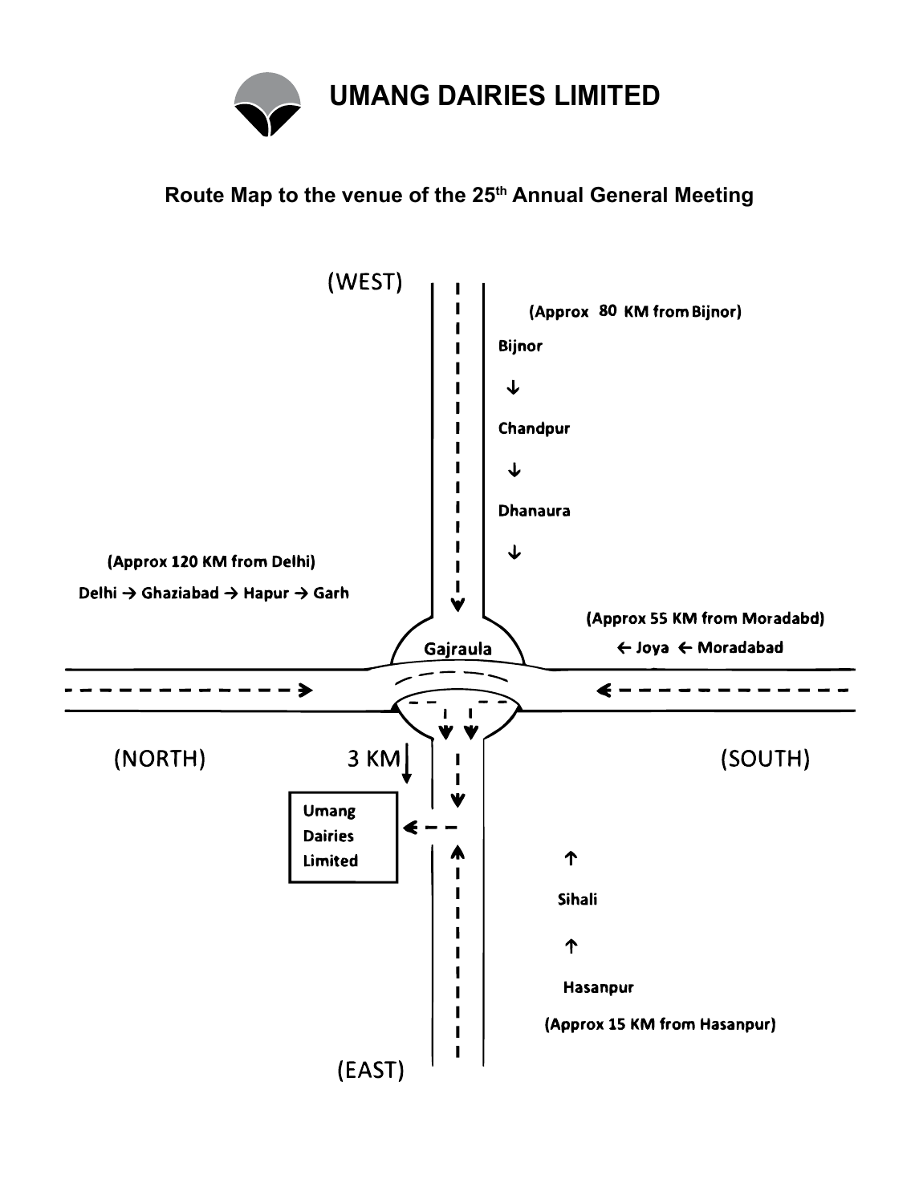# UMANG DAIRIES LIMITED

## Route Map to the venue of the 25th Annual General Meeting

(WEST)

(Approx 80 KM from Bijnor)

Bijnor

↓

Chandpur

↓

Dhanaura

↓

(Approx 120 KM from Delhi)

Delhi → Ghaziabad → Hapur → Garh

(Approx 55 KM from Moradabd)

← Joya ← Moradabad

Gajraula

(NORTH)

3 KM

(SOUTH)

Umang Dairies Limited

↑

Sihali

↑

Hasanpur

(Approx 15 KM from Hasanpur)

(EAST)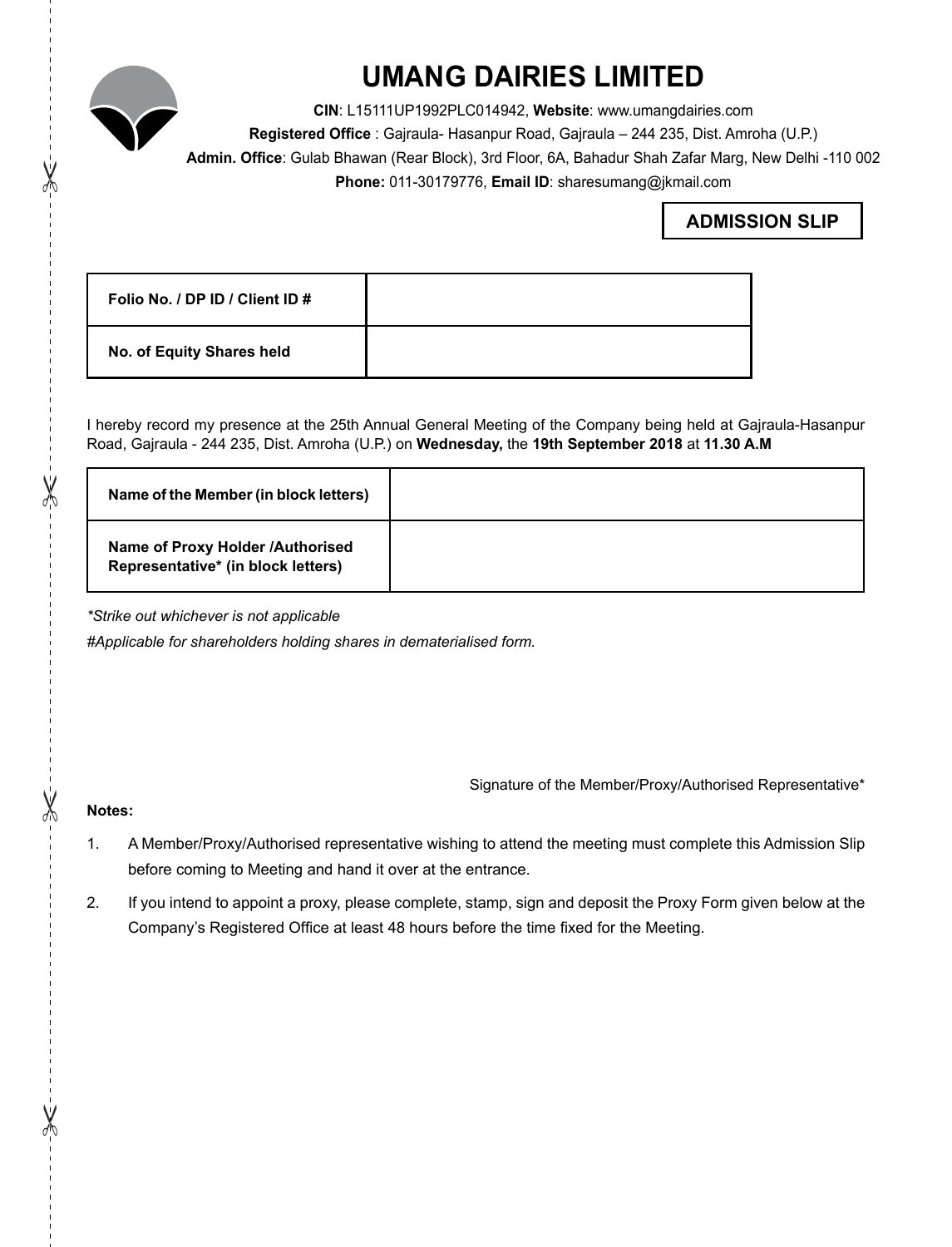# UMANG DAIRIES LIMITED

**CIN**: L15111UP1992PLC014942, **Website**: www.umangdairies.com

**Registered Office** : Gajraula- Hasanpur Road, Gajraula – 244 235, Dist. Amroha (U.P.)

**Admin. Office**: Gulab Bhawan (Rear Block), 3rd Floor, 6A, Bahadur Shah Zafar Marg, New Delhi -110 002

**Phone:** 011-30179776, **Email ID**: sharesumang@jkmail.com

## ADMISSION SLIP

| **Folio No. / DP ID / Client ID #** | |
|---|---|
| **No. of Equity Shares held** | |

I hereby record my presence at the 25th Annual General Meeting of the Company being held at Gajraula-Hasanpur Road, Gajraula - 244 235, Dist. Amroha (U.P.) on **Wednesday,** the **19th September 2018** at **11.30 A.M**

| **Name of the Member (in block letters)** | |
|---|---|
| **Name of Proxy Holder /Authorised Representative* (in block letters)** | |

*\*Strike out whichever is not applicable*

*#Applicable for shareholders holding shares in dematerialised form.*

Signature of the Member/Proxy/Authorised Representative*

**Notes:**

1. A Member/Proxy/Authorised representative wishing to attend the meeting must complete this Admission Slip before coming to Meeting and hand it over at the entrance.
2. If you intend to appoint a proxy, please complete, stamp, sign and deposit the Proxy Form given below at the Company's Registered Office at least 48 hours before the time fixed for the Meeting.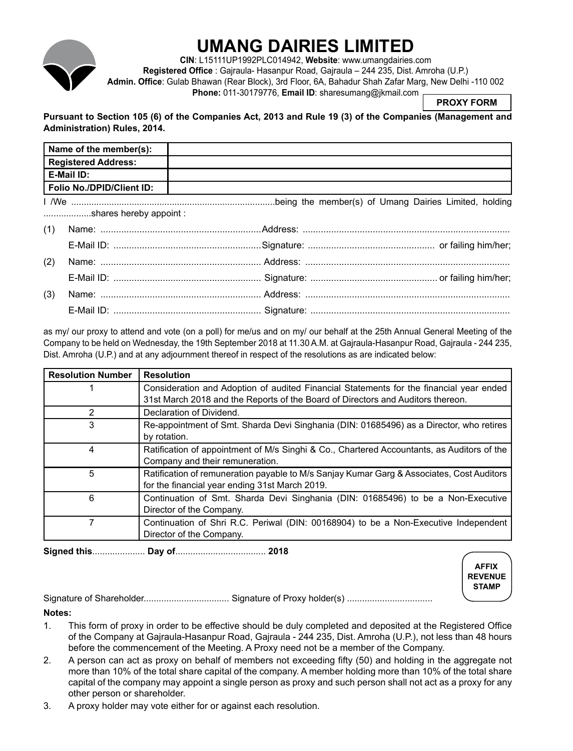# UMANG DAIRIES LIMITED

**CIN**: L15111UP1992PLC014942, **Website**: www.umangdairies.com
**Registered Office** : Gajraula- Hasanpur Road, Gajraula – 244 235, Dist. Amroha (U.P.)
**Admin. Office**: Gulab Bhawan (Rear Block), 3rd Floor, 6A, Bahadur Shah Zafar Marg, New Delhi -110 002
**Phone:** 011-30179776, **Email ID**: sharesumang@jkmail.com

**PROXY FORM**

**Pursuant to Section 105 (6) of the Companies Act, 2013 and Rule 19 (3) of the Companies (Management and Administration) Rules, 2014.**

| | |
|---|---|
| **Name of the member(s):** | |
| **Registered Address:** | |
| **E-Mail ID:** | |
| **Folio No./DPID/Client ID:** | |

I /We ................................................................................being the member(s) of Umang Dairies Limited, holding ...................shares hereby appoint :

(1) Name: ..............................................................Address: ................................................................................
E-Mail ID: .........................................................Signature: ................................................. or failing him/her;

(2) Name: .............................................................. Address: ...............................................................................
E-Mail ID: ......................................................... Signature: ................................................. or failing him/her;

(3) Name: .............................................................. Address: ...............................................................................
E-Mail ID: ......................................................... Signature: .............................................................................

as my/ our proxy to attend and vote (on a poll) for me/us and on my/ our behalf at the 25th Annual General Meeting of the Company to be held on Wednesday, the 19th September 2018 at 11.30 A.M. at Gajraula-Hasanpur Road, Gajraula - 244 235, Dist. Amroha (U.P.) and at any adjournment thereof in respect of the resolutions as are indicated below:

| Resolution Number | Resolution |
|---|---|
| 1 | Consideration and Adoption of audited Financial Statements for the financial year ended 31st March 2018 and the Reports of the Board of Directors and Auditors thereon. |
| 2 | Declaration of Dividend. |
| 3 | Re-appointment of Smt. Sharda Devi Singhania (DIN: 01685496) as a Director, who retires by rotation. |
| 4 | Ratification of appointment of M/s Singhi & Co., Chartered Accountants, as Auditors of the Company and their remuneration. |
| 5 | Ratification of remuneration payable to M/s Sanjay Kumar Garg & Associates, Cost Auditors for the financial year ending 31st March 2019. |
| 6 | Continuation of Smt. Sharda Devi Singhania (DIN: 01685496) to be a Non-Executive Director of the Company. |
| 7 | Continuation of Shri R.C. Periwal (DIN: 00168904) to be a Non-Executive Independent Director of the Company. |

**Signed this**..................... **Day of**.................................... **2018**

**AFFIX REVENUE STAMP**

Signature of Shareholder.................................. Signature of Proxy holder(s) ..................................

**Notes:**

1. This form of proxy in order to be effective should be duly completed and deposited at the Registered Office of the Company at Gajraula-Hasanpur Road, Gajraula - 244 235, Dist. Amroha (U.P.), not less than 48 hours before the commencement of the Meeting. A Proxy need not be a member of the Company.
2. A person can act as proxy on behalf of members not exceeding fifty (50) and holding in the aggregate not more than 10% of the total share capital of the company. A member holding more than 10% of the total share capital of the company may appoint a single person as proxy and such person shall not act as a proxy for any other person or shareholder.
3. A proxy holder may vote either for or against each resolution.